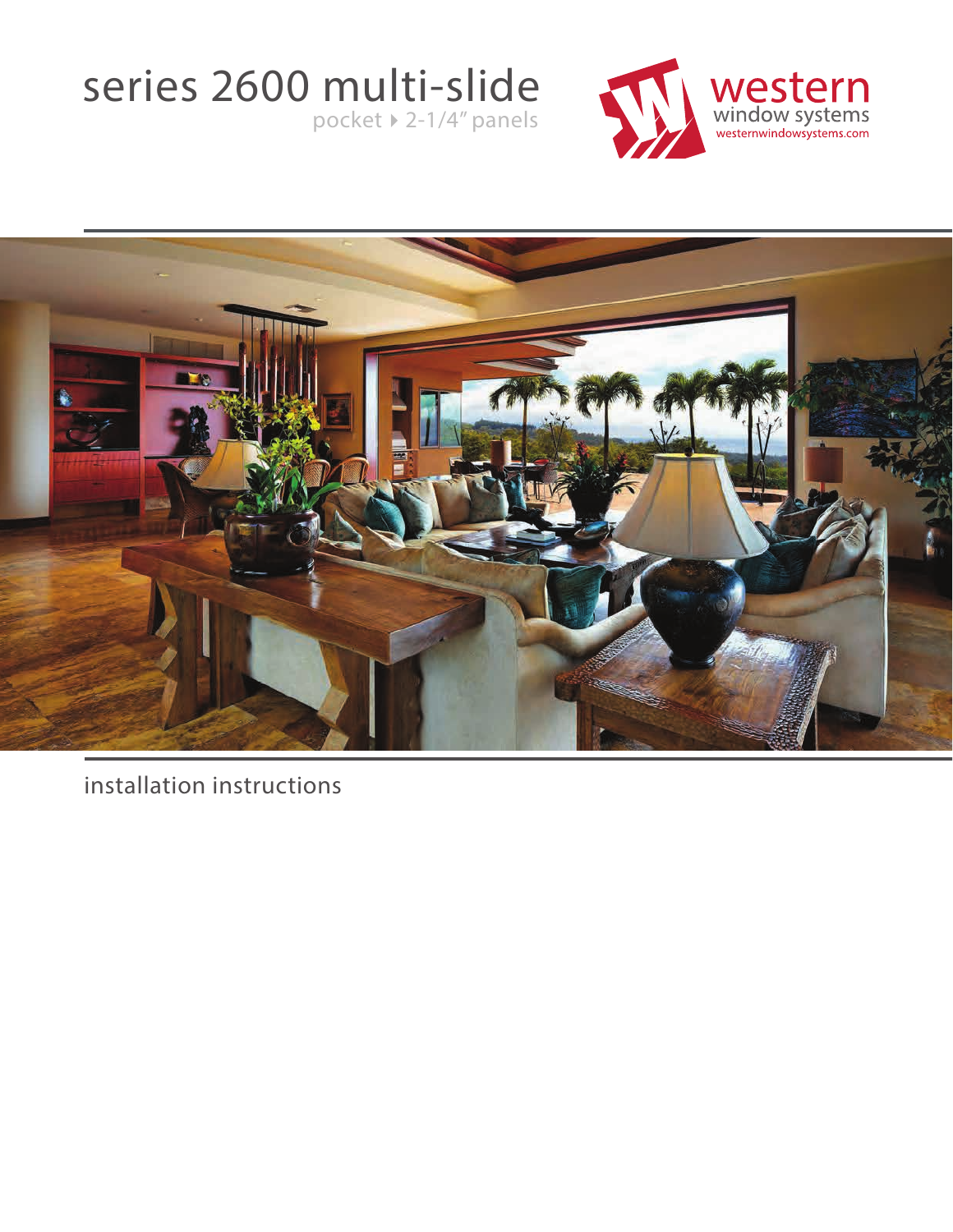# series 2600 multi-slide

pocket ▸ 2-1/4" panels

western
window systems
westernwindowsystems.com

installation instructions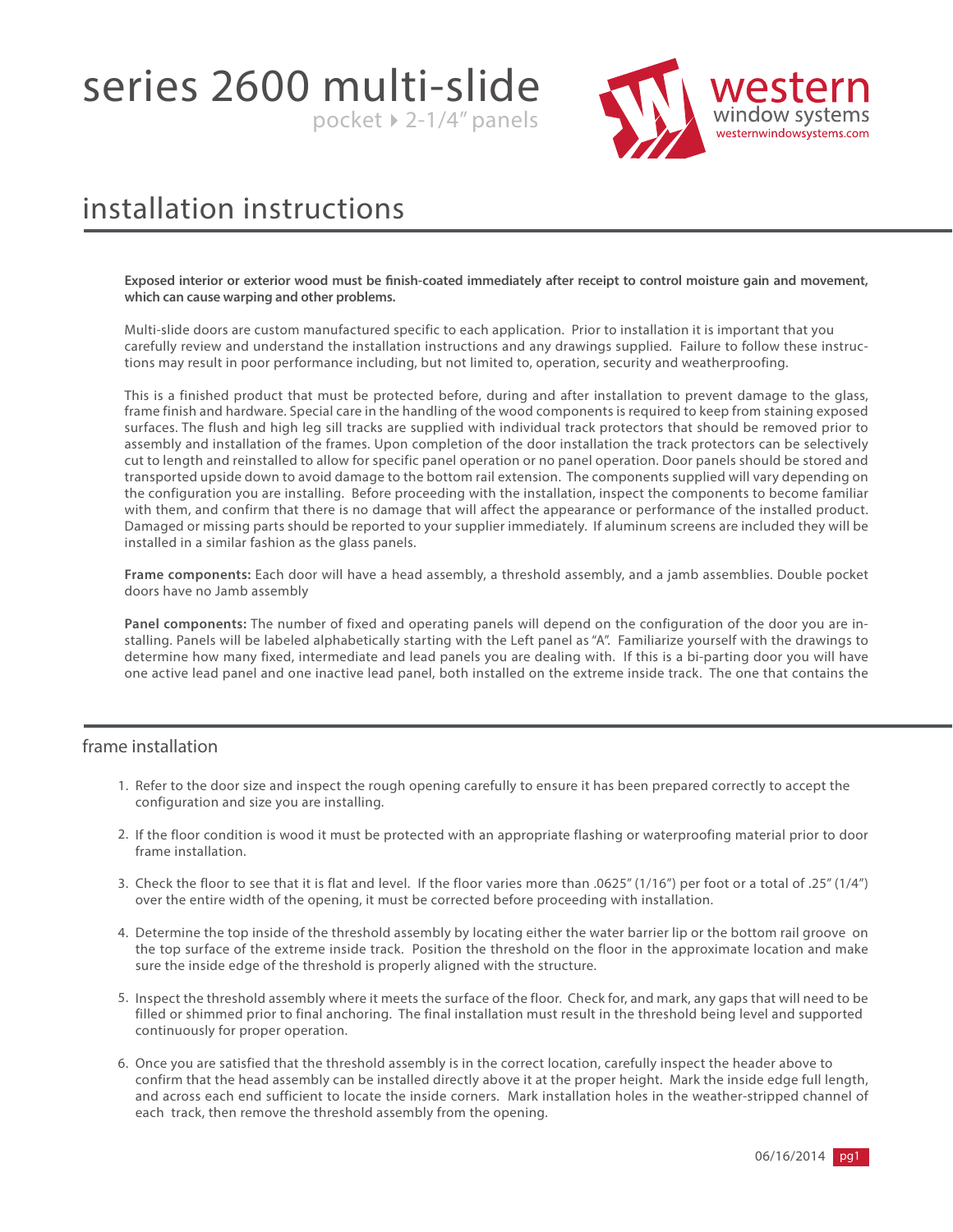# series 2600 multi-slide

pocket ▸ 2-1/4" panels

western window systems
westernwindowsystems.com

# installation instructions

**Exposed interior or exterior wood must be finish-coated immediately after receipt to control moisture gain and movement, which can cause warping and other problems.**

Multi-slide doors are custom manufactured specific to each application. Prior to installation it is important that you carefully review and understand the installation instructions and any drawings supplied. Failure to follow these instructions may result in poor performance including, but not limited to, operation, security and weatherproofing.

This is a finished product that must be protected before, during and after installation to prevent damage to the glass, frame finish and hardware. Special care in the handling of the wood components is required to keep from staining exposed surfaces. The flush and high leg sill tracks are supplied with individual track protectors that should be removed prior to assembly and installation of the frames. Upon completion of the door installation the track protectors can be selectively cut to length and reinstalled to allow for specific panel operation or no panel operation. Door panels should be stored and transported upside down to avoid damage to the bottom rail extension. The components supplied will vary depending on the configuration you are installing. Before proceeding with the installation, inspect the components to become familiar with them, and confirm that there is no damage that will affect the appearance or performance of the installed product. Damaged or missing parts should be reported to your supplier immediately. If aluminum screens are included they will be installed in a similar fashion as the glass panels.

**Frame components:** Each door will have a head assembly, a threshold assembly, and a jamb assemblies. Double pocket doors have no Jamb assembly

**Panel components:** The number of fixed and operating panels will depend on the configuration of the door you are installing. Panels will be labeled alphabetically starting with the Left panel as "A". Familiarize yourself with the drawings to determine how many fixed, intermediate and lead panels you are dealing with. If this is a bi-parting door you will have one active lead panel and one inactive lead panel, both installed on the extreme inside track. The one that contains the

## frame installation

1. Refer to the door size and inspect the rough opening carefully to ensure it has been prepared correctly to accept the configuration and size you are installing.
2. If the floor condition is wood it must be protected with an appropriate flashing or waterproofing material prior to door frame installation.
3. Check the floor to see that it is flat and level. If the floor varies more than .0625" (1/16") per foot or a total of .25" (1/4") over the entire width of the opening, it must be corrected before proceeding with installation.
4. Determine the top inside of the threshold assembly by locating either the water barrier lip or the bottom rail groove on the top surface of the extreme inside track. Position the threshold on the floor in the approximate location and make sure the inside edge of the threshold is properly aligned with the structure.
5. Inspect the threshold assembly where it meets the surface of the floor. Check for, and mark, any gaps that will need to be filled or shimmed prior to final anchoring. The final installation must result in the threshold being level and supported continuously for proper operation.
6. Once you are satisfied that the threshold assembly is in the correct location, carefully inspect the header above to confirm that the head assembly can be installed directly above it at the proper height. Mark the inside edge full length, and across each end sufficient to locate the inside corners. Mark installation holes in the weather-stripped channel of each track, then remove the threshold assembly from the opening.

06/16/2014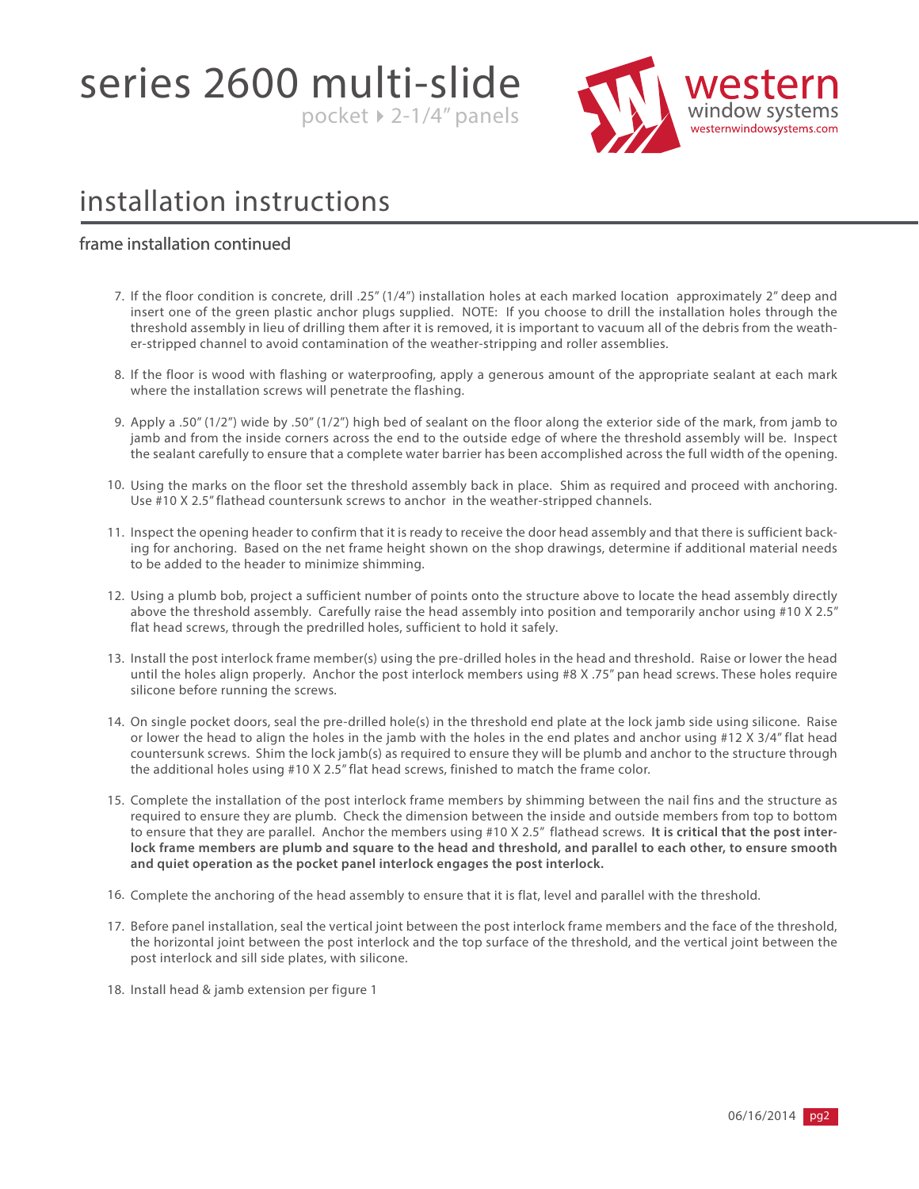# series 2600 multi-slide

pocket ▸ 2-1/4" panels

western window systems
westernwindowsystems.com

## installation instructions

### frame installation continued

7. If the floor condition is concrete, drill .25" (1/4") installation holes at each marked location approximately 2" deep and insert one of the green plastic anchor plugs supplied. NOTE: If you choose to drill the installation holes through the threshold assembly in lieu of drilling them after it is removed, it is important to vacuum all of the debris from the weather-stripped channel to avoid contamination of the weather-stripping and roller assemblies.

8. If the floor is wood with flashing or waterproofing, apply a generous amount of the appropriate sealant at each mark where the installation screws will penetrate the flashing.

9. Apply a .50" (1/2") wide by .50" (1/2") high bed of sealant on the floor along the exterior side of the mark, from jamb to jamb and from the inside corners across the end to the outside edge of where the threshold assembly will be. Inspect the sealant carefully to ensure that a complete water barrier has been accomplished across the full width of the opening.

10. Using the marks on the floor set the threshold assembly back in place. Shim as required and proceed with anchoring. Use #10 X 2.5" flathead countersunk screws to anchor in the weather-stripped channels.

11. Inspect the opening header to confirm that it is ready to receive the door head assembly and that there is sufficient backing for anchoring. Based on the net frame height shown on the shop drawings, determine if additional material needs to be added to the header to minimize shimming.

12. Using a plumb bob, project a sufficient number of points onto the structure above to locate the head assembly directly above the threshold assembly. Carefully raise the head assembly into position and temporarily anchor using #10 X 2.5" flat head screws, through the predrilled holes, sufficient to hold it safely.

13. Install the post interlock frame member(s) using the pre-drilled holes in the head and threshold. Raise or lower the head until the holes align properly. Anchor the post interlock members using #8 X .75" pan head screws. These holes require silicone before running the screws.

14. On single pocket doors, seal the pre-drilled hole(s) in the threshold end plate at the lock jamb side using silicone. Raise or lower the head to align the holes in the jamb with the holes in the end plates and anchor using #12 X 3/4" flat head countersunk screws. Shim the lock jamb(s) as required to ensure they will be plumb and anchor to the structure through the additional holes using #10 X 2.5" flat head screws, finished to match the frame color.

15. Complete the installation of the post interlock frame members by shimming between the nail fins and the structure as required to ensure they are plumb. Check the dimension between the inside and outside members from top to bottom to ensure that they are parallel. Anchor the members using #10 X 2.5" flathead screws. **It is critical that the post interlock frame members are plumb and square to the head and threshold, and parallel to each other, to ensure smooth and quiet operation as the pocket panel interlock engages the post interlock.**

16. Complete the anchoring of the head assembly to ensure that it is flat, level and parallel with the threshold.

17. Before panel installation, seal the vertical joint between the post interlock frame members and the face of the threshold, the horizontal joint between the post interlock and the top surface of the threshold, and the vertical joint between the post interlock and sill side plates, with silicone.

18. Install head & jamb extension per figure 1

06/16/2014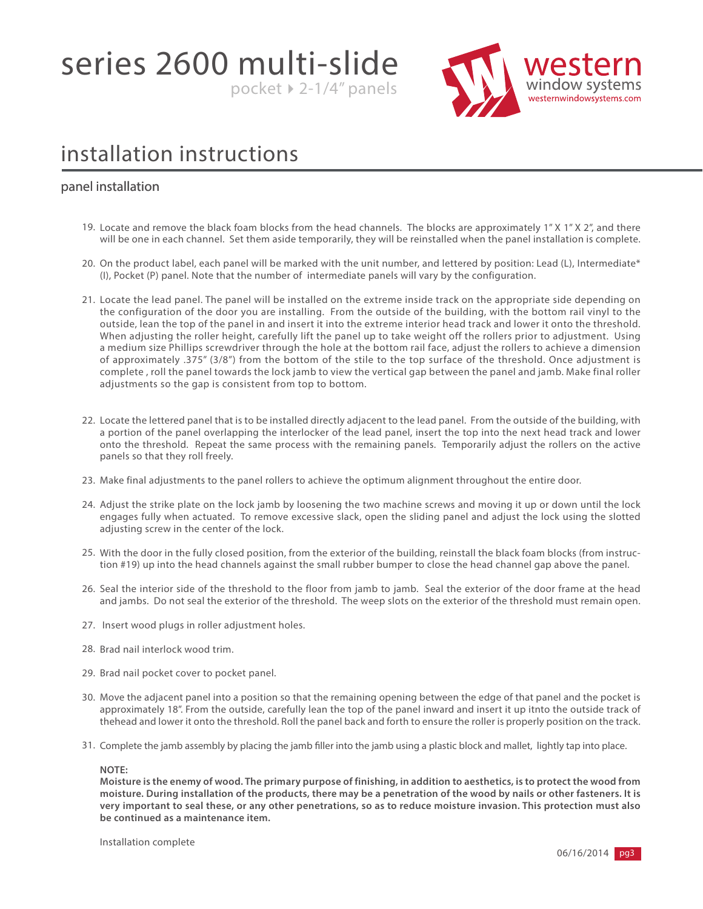# series 2600 multi-slide

pocket ▸ 2-1/4" panels

western window systems
westernwindowsystems.com

## installation instructions

### panel installation

19. Locate and remove the black foam blocks from the head channels. The blocks are approximately 1" X 1" X 2", and there will be one in each channel. Set them aside temporarily, they will be reinstalled when the panel installation is complete.

20. On the product label, each panel will be marked with the unit number, and lettered by position: Lead (L), Intermediate* (I), Pocket (P) panel. Note that the number of intermediate panels will vary by the configuration.

21. Locate the lead panel. The panel will be installed on the extreme inside track on the appropriate side depending on the configuration of the door you are installing. From the outside of the building, with the bottom rail vinyl to the outside, lean the top of the panel in and insert it into the extreme interior head track and lower it onto the threshold. When adjusting the roller height, carefully lift the panel up to take weight off the rollers prior to adjustment. Using a medium size Phillips screwdriver through the hole at the bottom rail face, adjust the rollers to achieve a dimension of approximately .375" (3/8") from the bottom of the stile to the top surface of the threshold. Once adjustment is complete , roll the panel towards the lock jamb to view the vertical gap between the panel and jamb. Make final roller adjustments so the gap is consistent from top to bottom.

22. Locate the lettered panel that is to be installed directly adjacent to the lead panel. From the outside of the building, with a portion of the panel overlapping the interlocker of the lead panel, insert the top into the next head track and lower onto the threshold. Repeat the same process with the remaining panels. Temporarily adjust the rollers on the active panels so that they roll freely.

23. Make final adjustments to the panel rollers to achieve the optimum alignment throughout the entire door.

24. Adjust the strike plate on the lock jamb by loosening the two machine screws and moving it up or down until the lock engages fully when actuated. To remove excessive slack, open the sliding panel and adjust the lock using the slotted adjusting screw in the center of the lock.

25. With the door in the fully closed position, from the exterior of the building, reinstall the black foam blocks (from instruction #19) up into the head channels against the small rubber bumper to close the head channel gap above the panel.

26. Seal the interior side of the threshold to the floor from jamb to jamb. Seal the exterior of the door frame at the head and jambs. Do not seal the exterior of the threshold. The weep slots on the exterior of the threshold must remain open.

27. Insert wood plugs in roller adjustment holes.

28. Brad nail interlock wood trim.

29. Brad nail pocket cover to pocket panel.

30. Move the adjacent panel into a position so that the remaining opening between the edge of that panel and the pocket is approximately 18". From the outside, carefully lean the top of the panel inward and insert it up itnto the outside track of thehead and lower it onto the threshold. Roll the panel back and forth to ensure the roller is properly position on the track.

31. Complete the jamb assembly by placing the jamb filler into the jamb using a plastic block and mallet, lightly tap into place.

**NOTE:**
**Moisture is the enemy of wood. The primary purpose of finishing, in addition to aesthetics, is to protect the wood from moisture. During installation of the products, there may be a penetration of the wood by nails or other fasteners. It is very important to seal these, or any other penetrations, so as to reduce moisture invasion. This protection must also be continued as a maintenance item.**

Installation complete

06/16/2014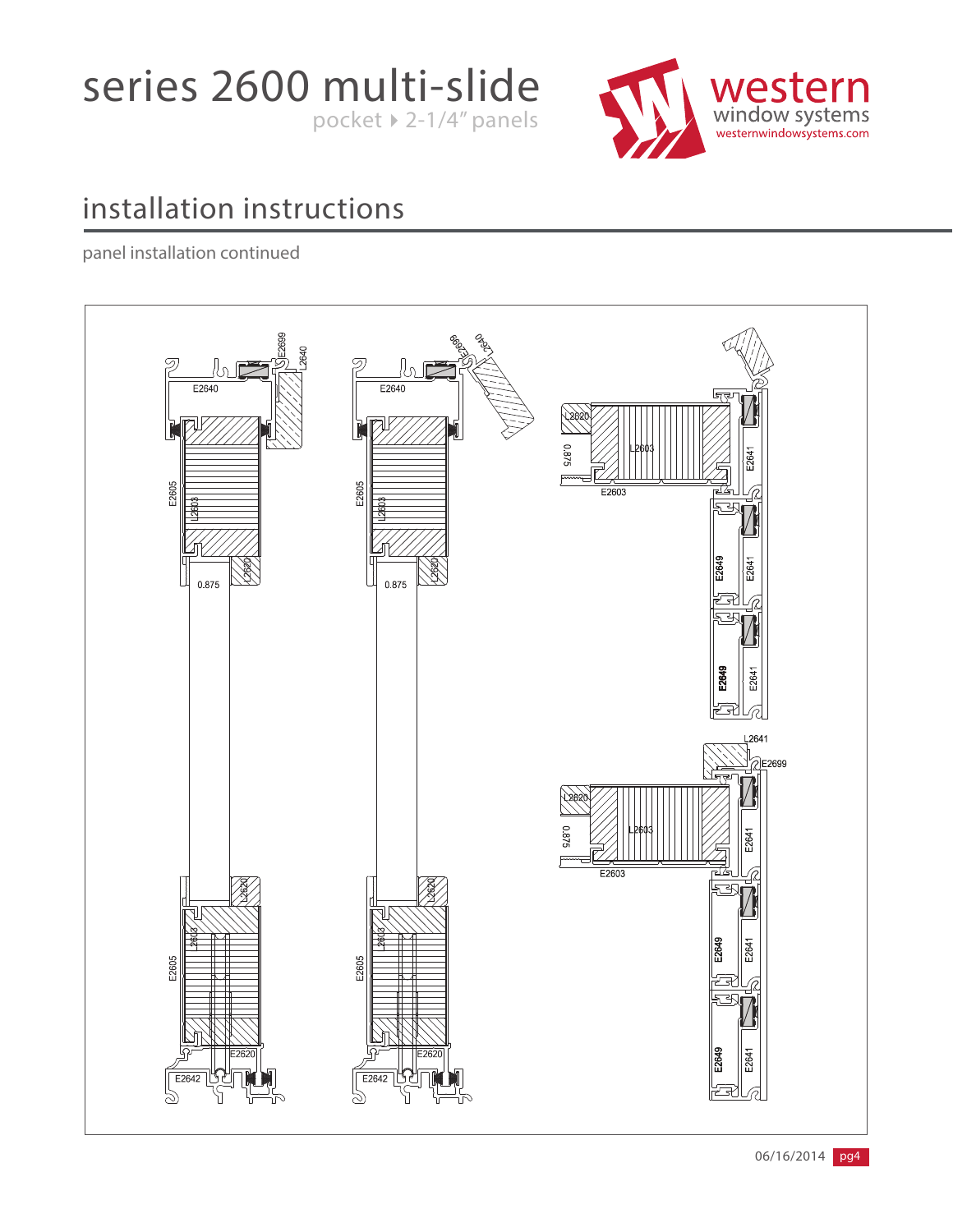# series 2600 multi-slide

pocket ▸ 2-1/4" panels

western window systems
westernwindowsystems.com

## installation instructions

panel installation continued

E2699
L2640
E2640
E2605
L2603
L2620
0.875
E2620
E2642
E2699
L2640
E2640
E2605
L2603
L2620
0.875
E2620
E2642
L2620
0.875
L2603
E2603
E2641
E2649
E2641
E2649
E2641
L2641
E2699
L2620
0.875
L2603
E2603
E2641
E2649
E2641
E2649
E2641

06/16/2014